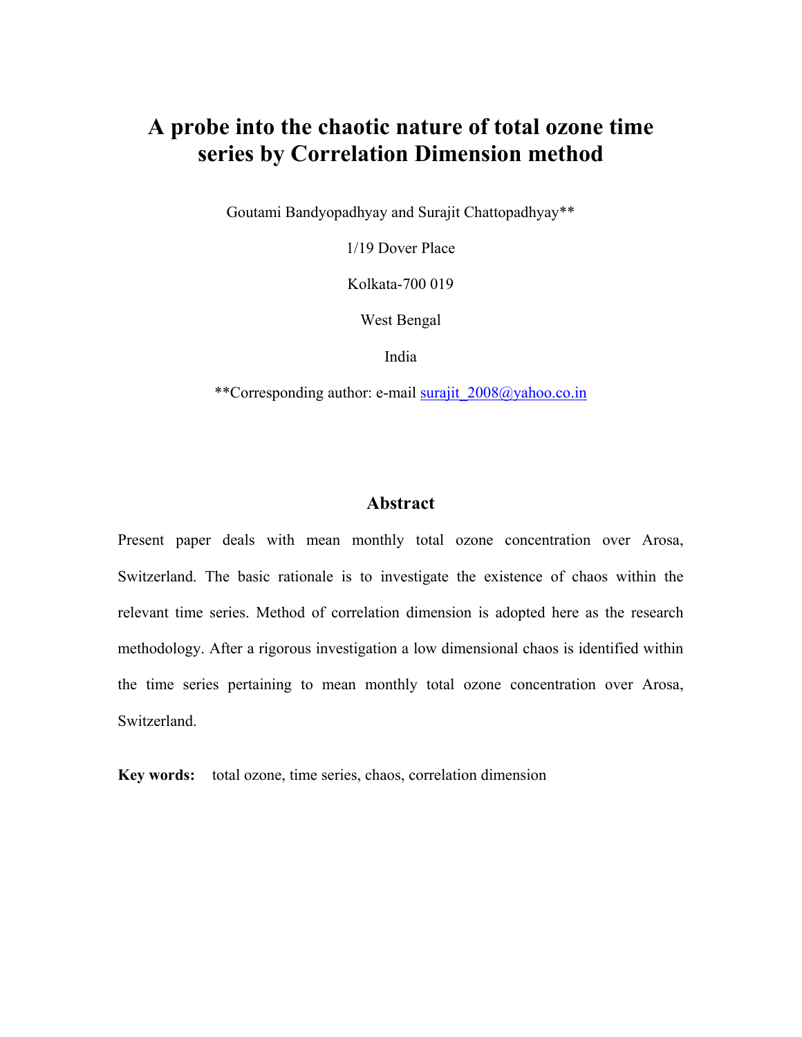# A probe into the chaotic nature of total ozone time series by Correlation Dimension method

Goutami Bandyopadhyay and Surajit Chattopadhyay**

1/19 Dover Place

Kolkata-700 019

West Bengal

India

**Corresponding author: e-mail surajit_2008@yahoo.co.in

## Abstract

Present paper deals with mean monthly total ozone concentration over Arosa, Switzerland. The basic rationale is to investigate the existence of chaos within the relevant time series. Method of correlation dimension is adopted here as the research methodology. After a rigorous investigation a low dimensional chaos is identified within the time series pertaining to mean monthly total ozone concentration over Arosa, Switzerland.

**Key words:** total ozone, time series, chaos, correlation dimension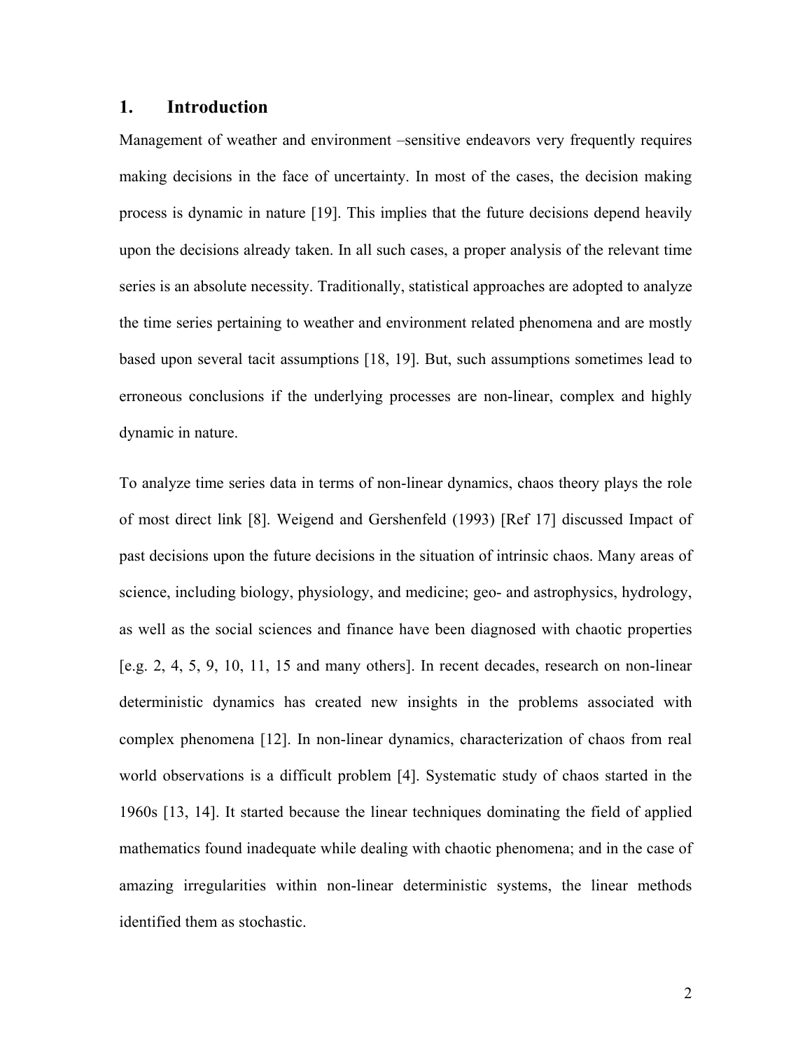## 1. Introduction

Management of weather and environment –sensitive endeavors very frequently requires making decisions in the face of uncertainty. In most of the cases, the decision making process is dynamic in nature [19]. This implies that the future decisions depend heavily upon the decisions already taken. In all such cases, a proper analysis of the relevant time series is an absolute necessity. Traditionally, statistical approaches are adopted to analyze the time series pertaining to weather and environment related phenomena and are mostly based upon several tacit assumptions [18, 19]. But, such assumptions sometimes lead to erroneous conclusions if the underlying processes are non-linear, complex and highly dynamic in nature.

To analyze time series data in terms of non-linear dynamics, chaos theory plays the role of most direct link [8]. Weigend and Gershenfeld (1993) [Ref 17] discussed Impact of past decisions upon the future decisions in the situation of intrinsic chaos. Many areas of science, including biology, physiology, and medicine; geo- and astrophysics, hydrology, as well as the social sciences and finance have been diagnosed with chaotic properties [e.g. 2, 4, 5, 9, 10, 11, 15 and many others]. In recent decades, research on non-linear deterministic dynamics has created new insights in the problems associated with complex phenomena [12]. In non-linear dynamics, characterization of chaos from real world observations is a difficult problem [4]. Systematic study of chaos started in the 1960s [13, 14]. It started because the linear techniques dominating the field of applied mathematics found inadequate while dealing with chaotic phenomena; and in the case of amazing irregularities within non-linear deterministic systems, the linear methods identified them as stochastic.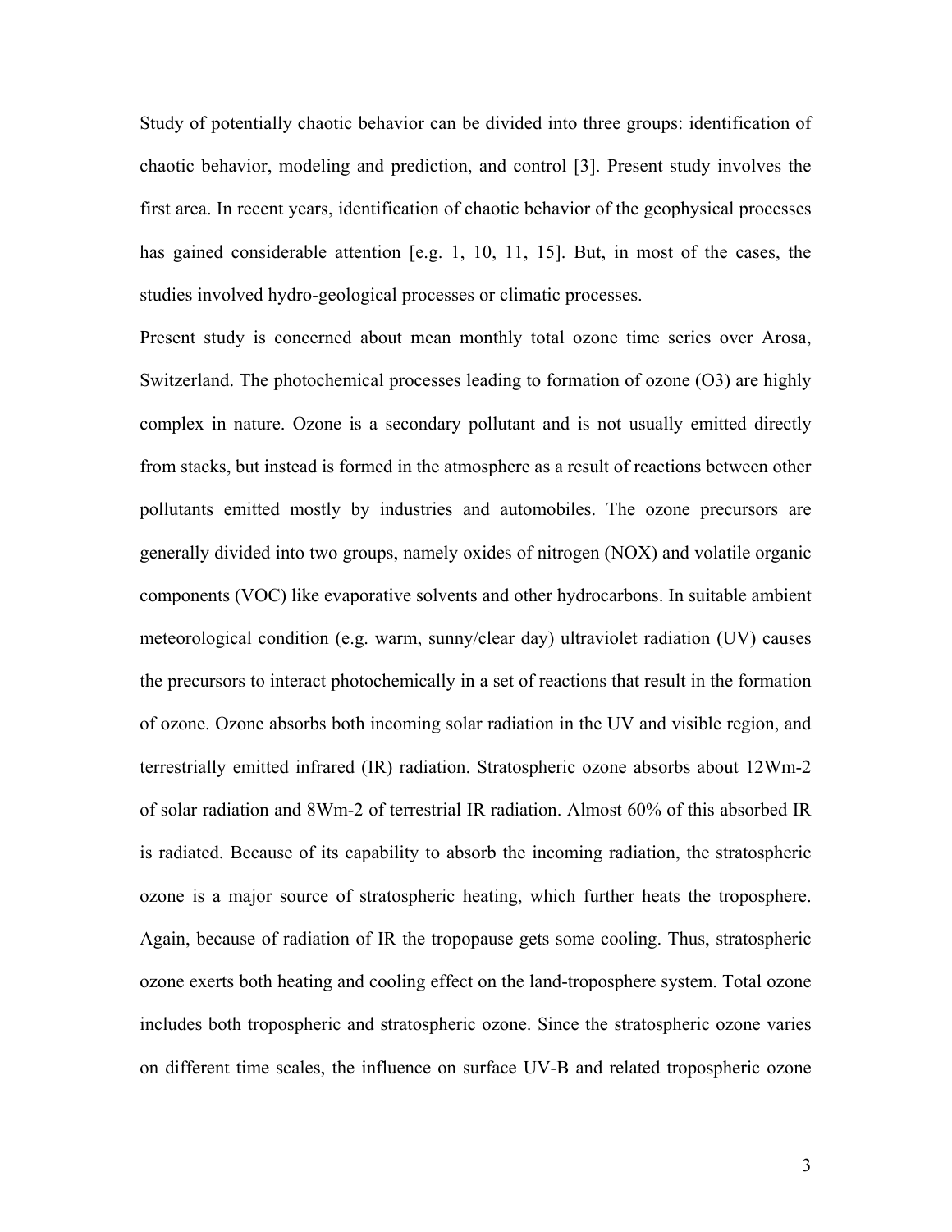Study of potentially chaotic behavior can be divided into three groups: identification of chaotic behavior, modeling and prediction, and control [3]. Present study involves the first area. In recent years, identification of chaotic behavior of the geophysical processes has gained considerable attention [e.g. 1, 10, 11, 15]. But, in most of the cases, the studies involved hydro-geological processes or climatic processes.

Present study is concerned about mean monthly total ozone time series over Arosa, Switzerland. The photochemical processes leading to formation of ozone (O3) are highly complex in nature. Ozone is a secondary pollutant and is not usually emitted directly from stacks, but instead is formed in the atmosphere as a result of reactions between other pollutants emitted mostly by industries and automobiles. The ozone precursors are generally divided into two groups, namely oxides of nitrogen (NOX) and volatile organic components (VOC) like evaporative solvents and other hydrocarbons. In suitable ambient meteorological condition (e.g. warm, sunny/clear day) ultraviolet radiation (UV) causes the precursors to interact photochemically in a set of reactions that result in the formation of ozone. Ozone absorbs both incoming solar radiation in the UV and visible region, and terrestrially emitted infrared (IR) radiation. Stratospheric ozone absorbs about 12Wm-2 of solar radiation and 8Wm-2 of terrestrial IR radiation. Almost 60% of this absorbed IR is radiated. Because of its capability to absorb the incoming radiation, the stratospheric ozone is a major source of stratospheric heating, which further heats the troposphere. Again, because of radiation of IR the tropopause gets some cooling. Thus, stratospheric ozone exerts both heating and cooling effect on the land-troposphere system. Total ozone includes both tropospheric and stratospheric ozone. Since the stratospheric ozone varies on different time scales, the influence on surface UV-B and related tropospheric ozone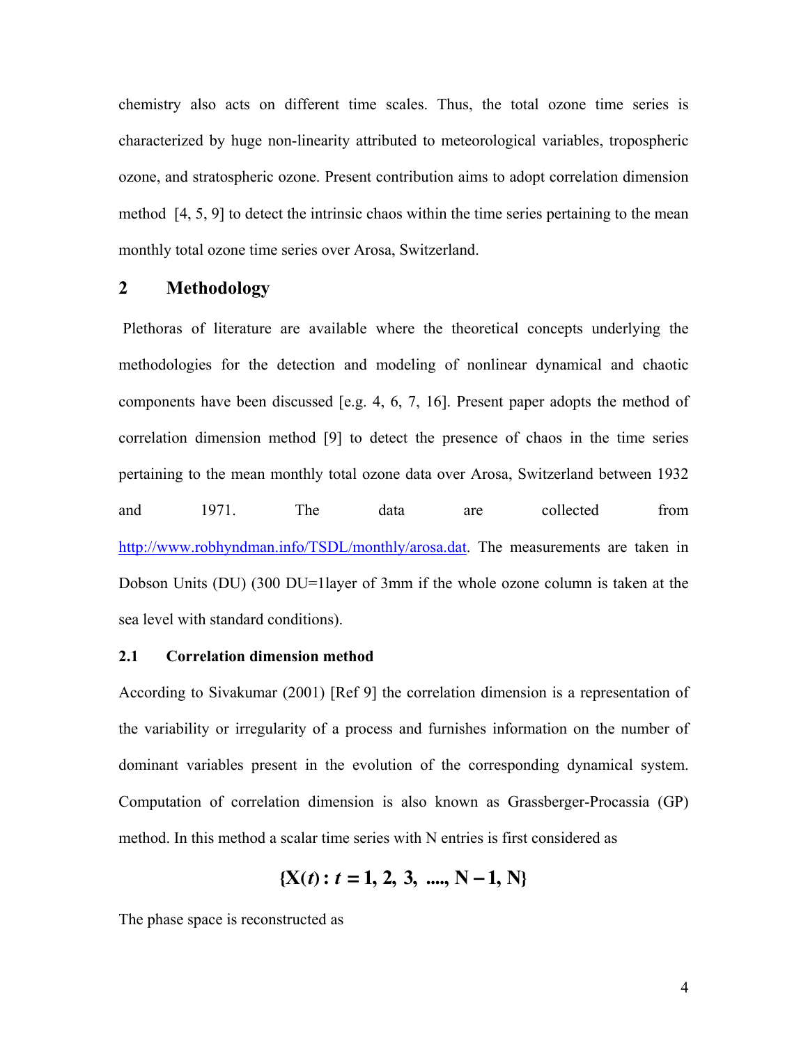chemistry also acts on different time scales. Thus, the total ozone time series is characterized by huge non-linearity attributed to meteorological variables, tropospheric ozone, and stratospheric ozone. Present contribution aims to adopt correlation dimension method [4, 5, 9] to detect the intrinsic chaos within the time series pertaining to the mean monthly total ozone time series over Arosa, Switzerland.

## 2 Methodology

Plethoras of literature are available where the theoretical concepts underlying the methodologies for the detection and modeling of nonlinear dynamical and chaotic components have been discussed [e.g. 4, 6, 7, 16]. Present paper adopts the method of correlation dimension method [9] to detect the presence of chaos in the time series pertaining to the mean monthly total ozone data over Arosa, Switzerland between 1932 and 1971. The data are collected from http://www.robhyndman.info/TSDL/monthly/arosa.dat. The measurements are taken in Dobson Units (DU) (300 DU=1layer of 3mm if the whole ozone column is taken at the sea level with standard conditions).

### 2.1 Correlation dimension method

According to Sivakumar (2001) [Ref 9] the correlation dimension is a representation of the variability or irregularity of a process and furnishes information on the number of dominant variables present in the evolution of the corresponding dynamical system. Computation of correlation dimension is also known as Grassberger-Procassia (GP) method. In this method a scalar time series with N entries is first considered as

$$\{\mathrm{X}(t): t = 1, 2, 3, \ ...., \mathrm{N}-1, \mathrm{N}\}$$

The phase space is reconstructed as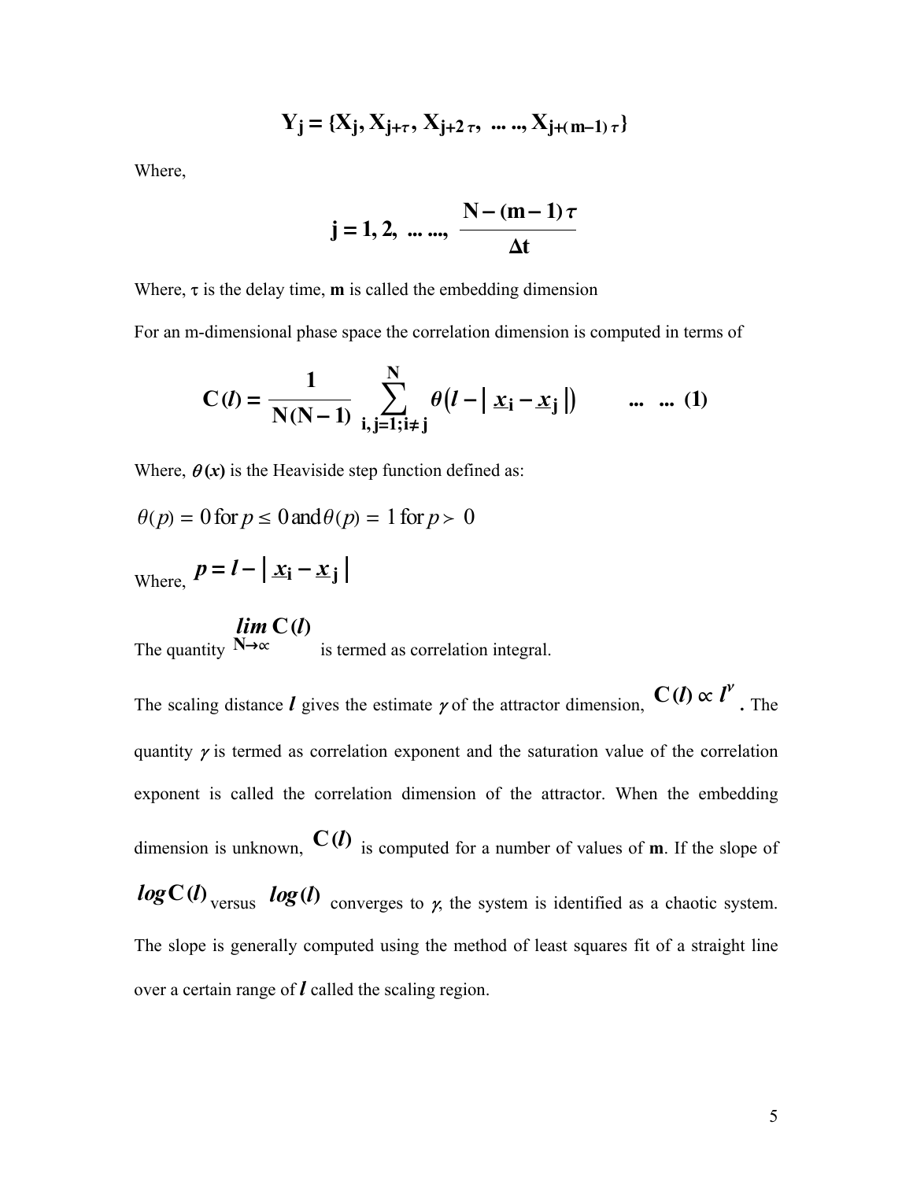$$\mathbf{Y_j = \{X_j, X_{j+\tau}, X_{j+2\tau}, \ldots\ldots, X_{j+(m-1)\tau}\}}$$

Where,

$$\mathbf{j = 1, 2, \ldots\ldots, \frac{N-(m-1)\tau}{\Delta t}}$$

Where, $\tau$ is the delay time, **m** is called the embedding dimension

For an m-dimensional phase space the correlation dimension is computed in terms of

$$\mathbf{C}(\boldsymbol{l}) = \frac{1}{\mathbf{N(N-1)}} \sum_{\mathbf{i,j=1;i\neq j}}^{\mathbf{N}} \theta\left(\boldsymbol{l} - |\,\underline{x}_{\mathbf{i}} - \underline{x}_{\mathbf{j}}\,|\right) \qquad \ldots\ \ldots\ (1)$$

Where, $\boldsymbol{\theta(x)}$ is the Heaviside step function defined as:

$$\theta(p) = 0 \text{ for } p \leq 0 \text{ and } \theta(p) = 1 \text{ for } p > 0$$

Where, $\boldsymbol{p = l - |\,\underline{x}_i - \underline{x}_j\,|}$

The quantity $\lim\limits_{\mathbf{N}\to\infty} \mathbf{C}(\boldsymbol{l})$ is termed as correlation integral.

The scaling distance $\boldsymbol{l}$ gives the estimate $\gamma$ of the attractor dimension, $\mathbf{C}(\boldsymbol{l}) \propto \boldsymbol{l}^{\gamma}$. The quantity $\gamma$ is termed as correlation exponent and the saturation value of the correlation exponent is called the correlation dimension of the attractor. When the embedding dimension is unknown, $\mathbf{C}(\boldsymbol{l})$ is computed for a number of values of **m**. If the slope of $\boldsymbol{log}\,\mathbf{C}(\boldsymbol{l})$ versus $\boldsymbol{log}(\boldsymbol{l})$ converges to $\gamma$, the system is identified as a chaotic system. The slope is generally computed using the method of least squares fit of a straight line over a certain range of $\boldsymbol{l}$ called the scaling region.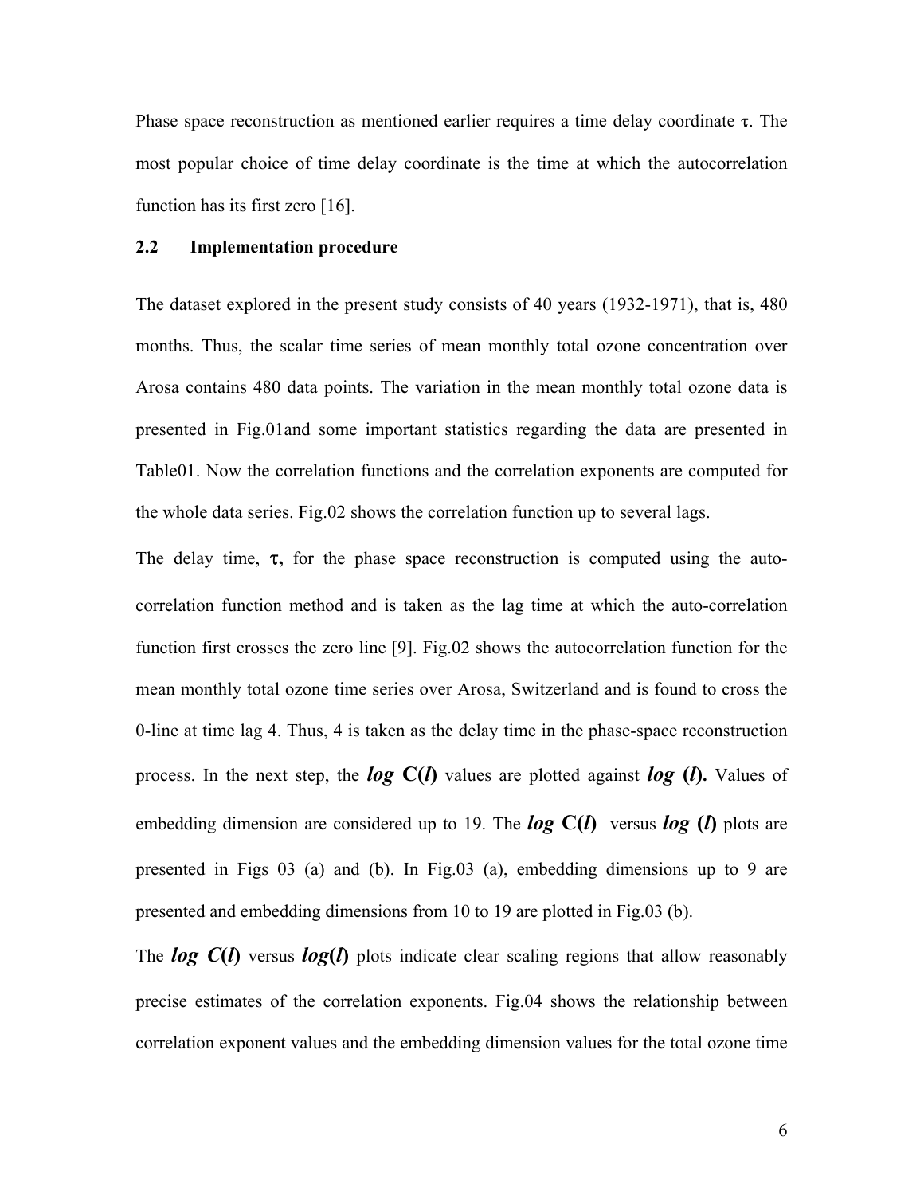Phase space reconstruction as mentioned earlier requires a time delay coordinate $\tau$. The most popular choice of time delay coordinate is the time at which the autocorrelation function has its first zero [16].

### 2.2 Implementation procedure

The dataset explored in the present study consists of 40 years (1932-1971), that is, 480 months. Thus, the scalar time series of mean monthly total ozone concentration over Arosa contains 480 data points. The variation in the mean monthly total ozone data is presented in Fig.01and some important statistics regarding the data are presented in Table01. Now the correlation functions and the correlation exponents are computed for the whole data series. Fig.02 shows the correlation function up to several lags.

The delay time, $\tau$**,** for the phase space reconstruction is computed using the auto-correlation function method and is taken as the lag time at which the auto-correlation function first crosses the zero line [9]. Fig.02 shows the autocorrelation function for the mean monthly total ozone time series over Arosa, Switzerland and is found to cross the 0-line at time lag 4. Thus, 4 is taken as the delay time in the phase-space reconstruction process. In the next step, the ***log* C(*l*)** values are plotted against ***log* (*l*).** Values of embedding dimension are considered up to 19. The ***log* C(*l*)** versus ***log* (*l*)** plots are presented in Figs 03 (a) and (b). In Fig.03 (a), embedding dimensions up to 9 are presented and embedding dimensions from 10 to 19 are plotted in Fig.03 (b).

The ***log C*(*l*)** versus ***log*(*l*)** plots indicate clear scaling regions that allow reasonably precise estimates of the correlation exponents. Fig.04 shows the relationship between correlation exponent values and the embedding dimension values for the total ozone time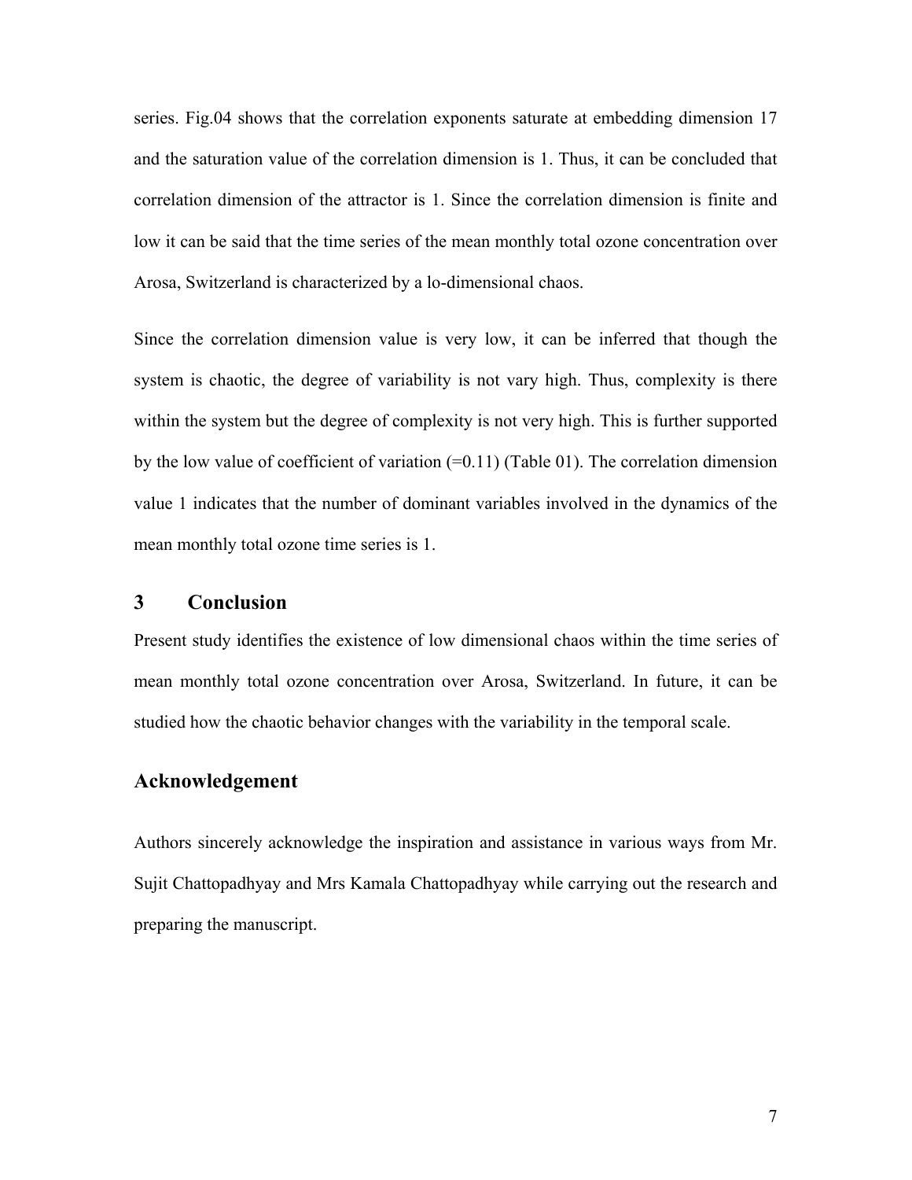series. Fig.04 shows that the correlation exponents saturate at embedding dimension 17 and the saturation value of the correlation dimension is 1. Thus, it can be concluded that correlation dimension of the attractor is 1. Since the correlation dimension is finite and low it can be said that the time series of the mean monthly total ozone concentration over Arosa, Switzerland is characterized by a lo-dimensional chaos.

Since the correlation dimension value is very low, it can be inferred that though the system is chaotic, the degree of variability is not vary high. Thus, complexity is there within the system but the degree of complexity is not very high. This is further supported by the low value of coefficient of variation (=0.11) (Table 01). The correlation dimension value 1 indicates that the number of dominant variables involved in the dynamics of the mean monthly total ozone time series is 1.

## 3 Conclusion

Present study identifies the existence of low dimensional chaos within the time series of mean monthly total ozone concentration over Arosa, Switzerland. In future, it can be studied how the chaotic behavior changes with the variability in the temporal scale.

## Acknowledgement

Authors sincerely acknowledge the inspiration and assistance in various ways from Mr. Sujit Chattopadhyay and Mrs Kamala Chattopadhyay while carrying out the research and preparing the manuscript.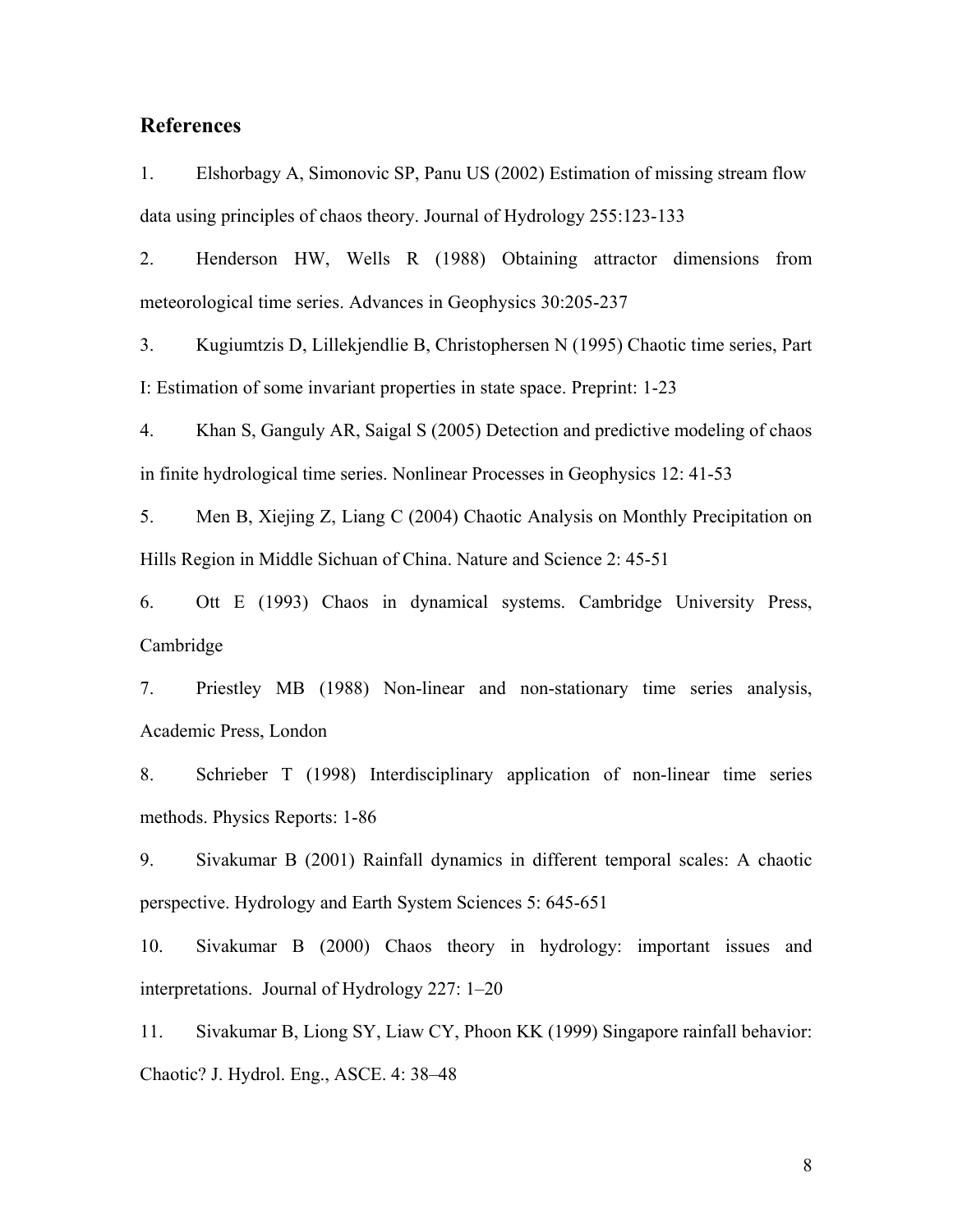## References

1. Elshorbagy A, Simonovic SP, Panu US (2002) Estimation of missing stream flow data using principles of chaos theory. Journal of Hydrology 255:123-133

2. Henderson HW, Wells R (1988) Obtaining attractor dimensions from meteorological time series. Advances in Geophysics 30:205-237

3. Kugiumtzis D, Lillekjendlie B, Christophersen N (1995) Chaotic time series, Part I: Estimation of some invariant properties in state space. Preprint: 1-23

4. Khan S, Ganguly AR, Saigal S (2005) Detection and predictive modeling of chaos in finite hydrological time series. Nonlinear Processes in Geophysics 12: 41-53

5. Men B, Xiejing Z, Liang C (2004) Chaotic Analysis on Monthly Precipitation on Hills Region in Middle Sichuan of China. Nature and Science 2: 45-51

6. Ott E (1993) Chaos in dynamical systems. Cambridge University Press, Cambridge

7. Priestley MB (1988) Non-linear and non-stationary time series analysis, Academic Press, London

8. Schrieber T (1998) Interdisciplinary application of non-linear time series methods. Physics Reports: 1-86

9. Sivakumar B (2001) Rainfall dynamics in different temporal scales: A chaotic perspective. Hydrology and Earth System Sciences 5: 645-651

10. Sivakumar B (2000) Chaos theory in hydrology: important issues and interpretations. Journal of Hydrology 227: 1–20

11. Sivakumar B, Liong SY, Liaw CY, Phoon KK (1999) Singapore rainfall behavior: Chaotic? J. Hydrol. Eng., ASCE. 4: 38–48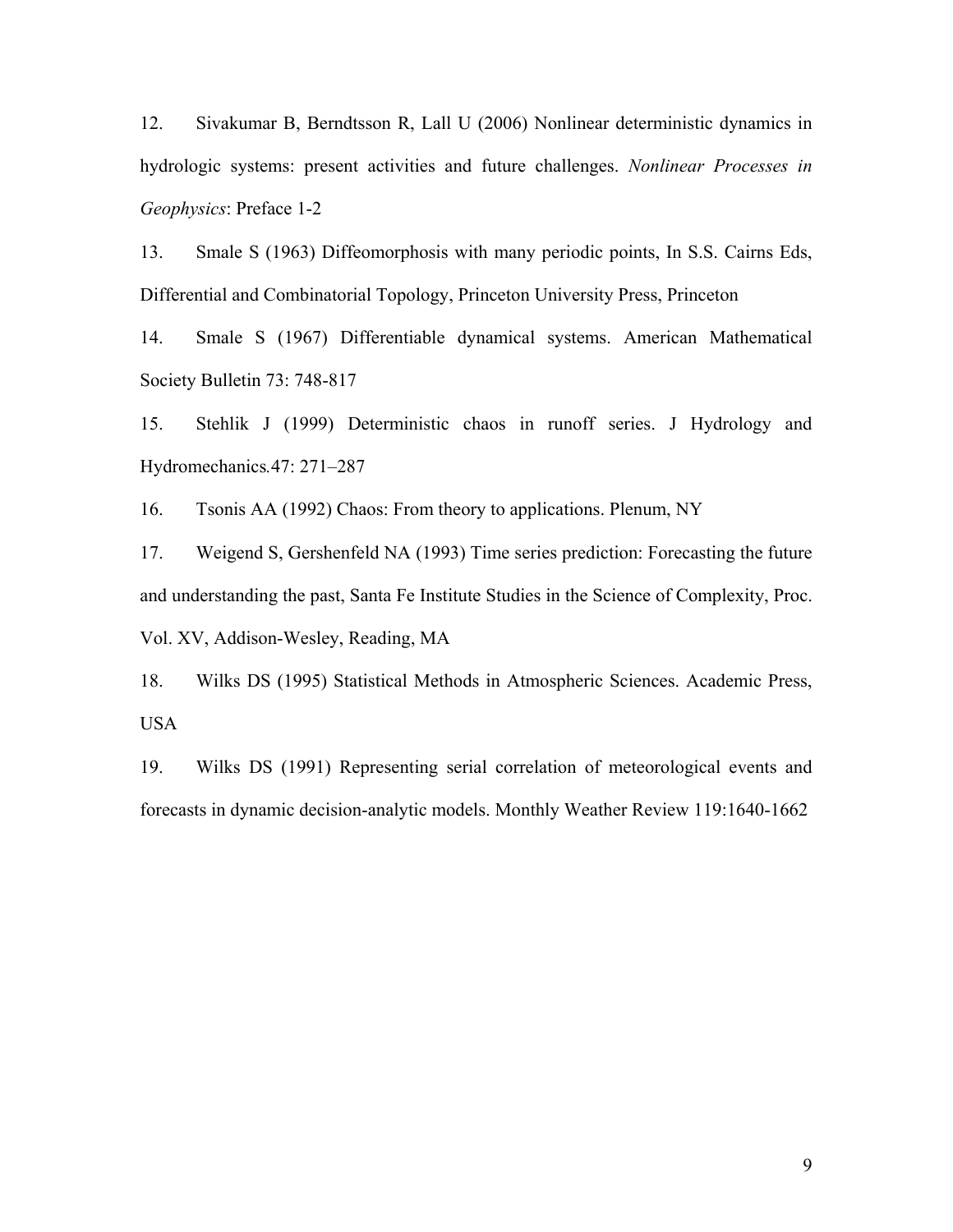12. Sivakumar B, Berndtsson R, Lall U (2006) Nonlinear deterministic dynamics in hydrologic systems: present activities and future challenges. *Nonlinear Processes in Geophysics*: Preface 1-2

13. Smale S (1963) Diffeomorphosis with many periodic points, In S.S. Cairns Eds, Differential and Combinatorial Topology, Princeton University Press, Princeton

14. Smale S (1967) Differentiable dynamical systems. American Mathematical Society Bulletin 73: 748-817

15. Stehlik J (1999) Deterministic chaos in runoff series. J Hydrology and Hydromechanics.47: 271–287

16. Tsonis AA (1992) Chaos: From theory to applications. Plenum, NY

17. Weigend S, Gershenfeld NA (1993) Time series prediction: Forecasting the future and understanding the past, Santa Fe Institute Studies in the Science of Complexity, Proc. Vol. XV, Addison-Wesley, Reading, MA

18. Wilks DS (1995) Statistical Methods in Atmospheric Sciences. Academic Press, USA

19. Wilks DS (1991) Representing serial correlation of meteorological events and forecasts in dynamic decision-analytic models. Monthly Weather Review 119:1640-1662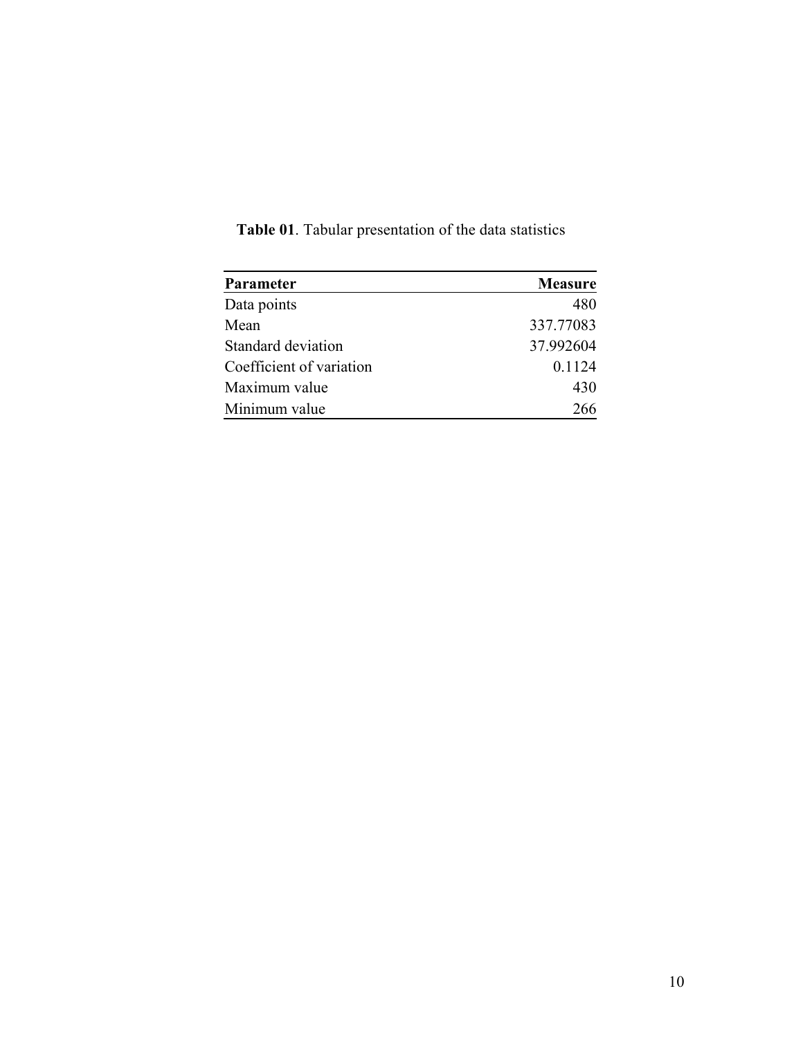**Table 01**. Tabular presentation of the data statistics

| **Parameter** | **Measure** |
|---|---:|
| Data points | 480 |
| Mean | 337.77083 |
| Standard deviation | 37.992604 |
| Coefficient of variation | 0.1124 |
| Maximum value | 430 |
| Minimum value | 266 |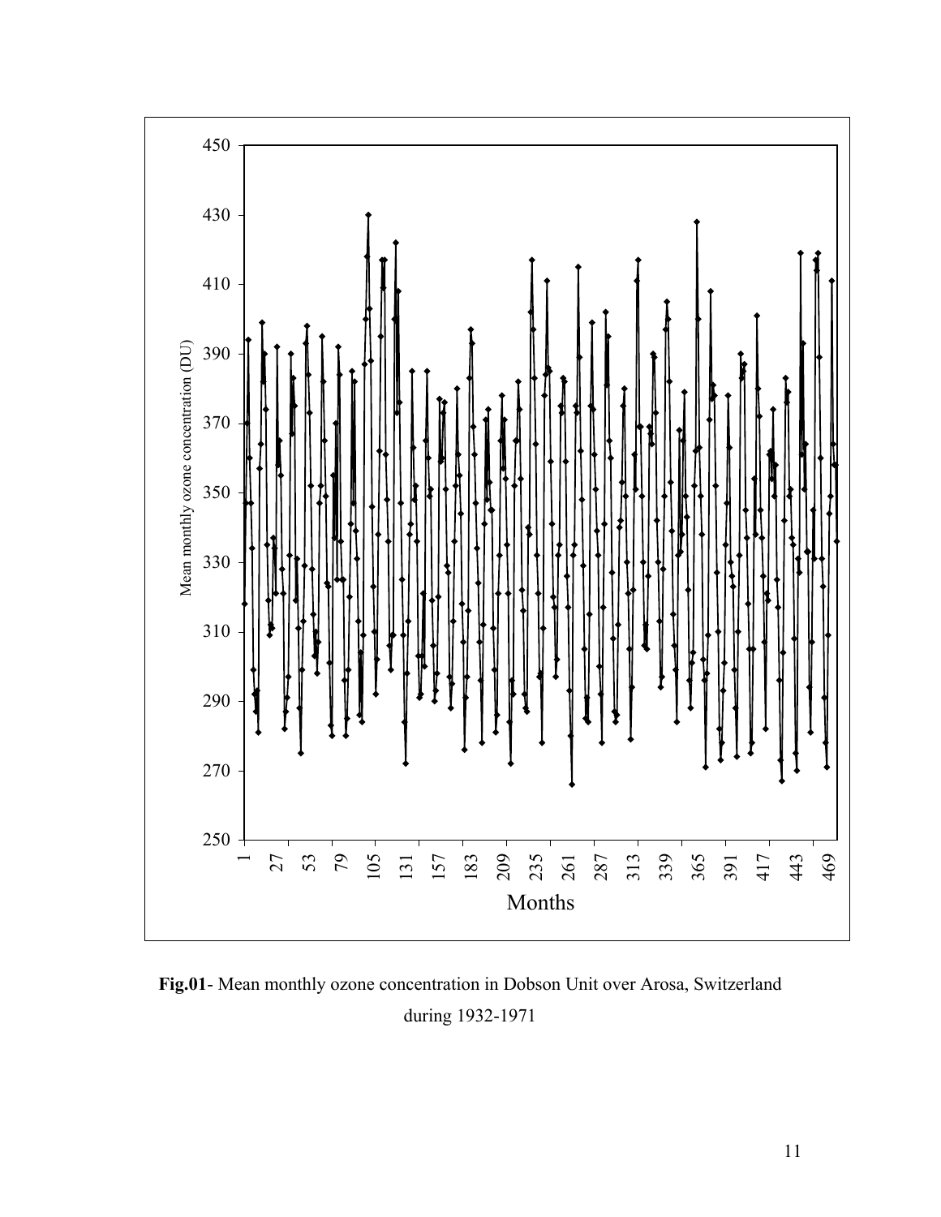**Fig.01**- Mean monthly ozone concentration in Dobson Unit over Arosa, Switzerland during 1932-1971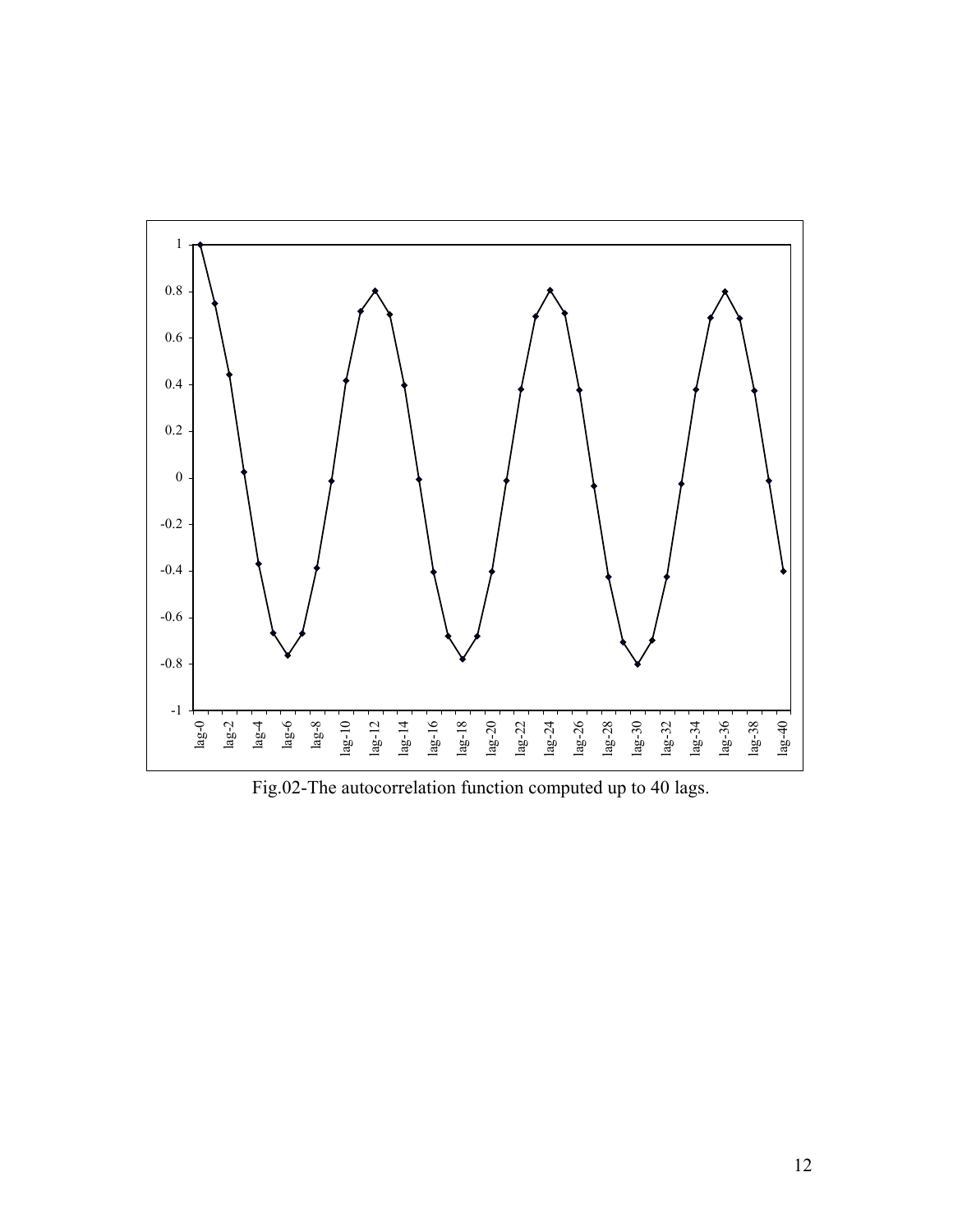Fig.02-The autocorrelation function computed up to 40 lags.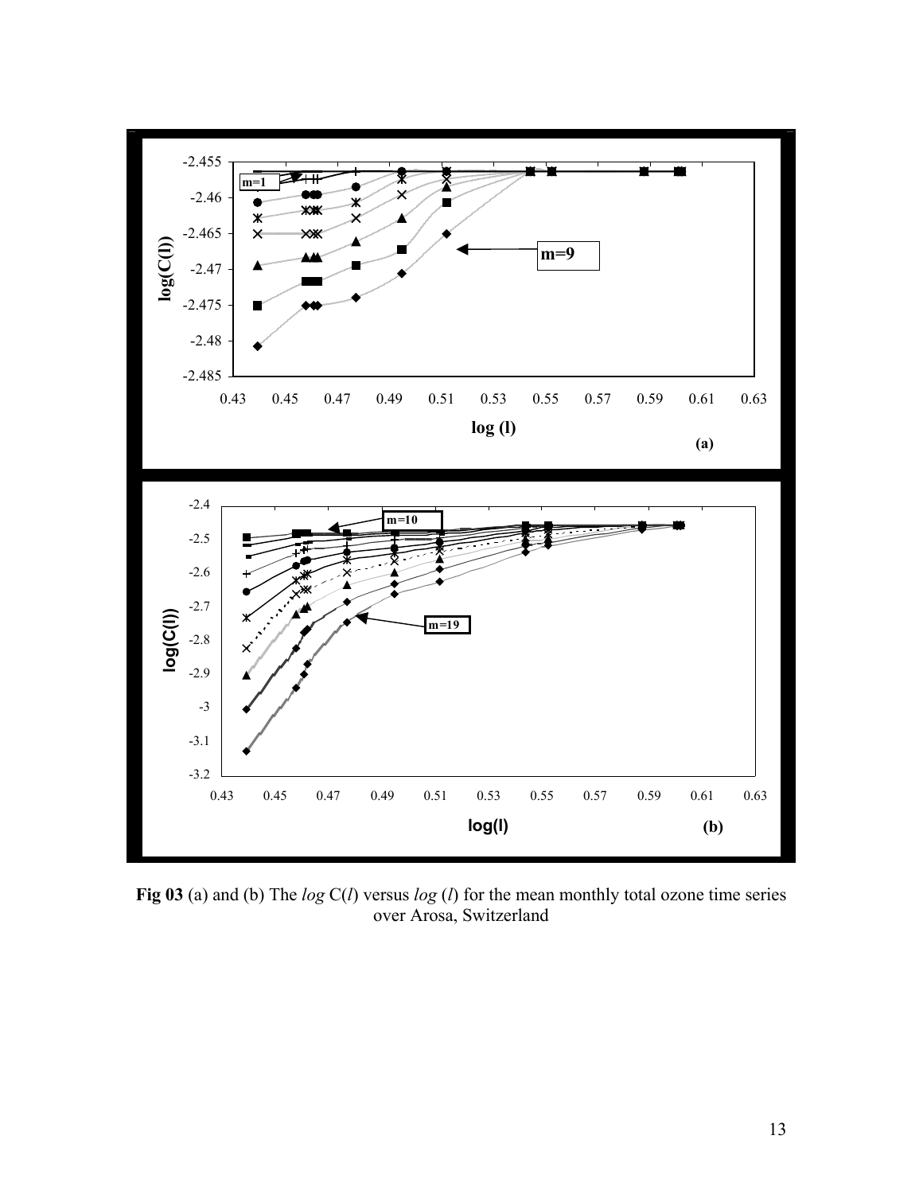**Fig 03** (a) and (b) The *log* C(*l*) versus *log* (*l*) for the mean monthly total ozone time series over Arosa, Switzerland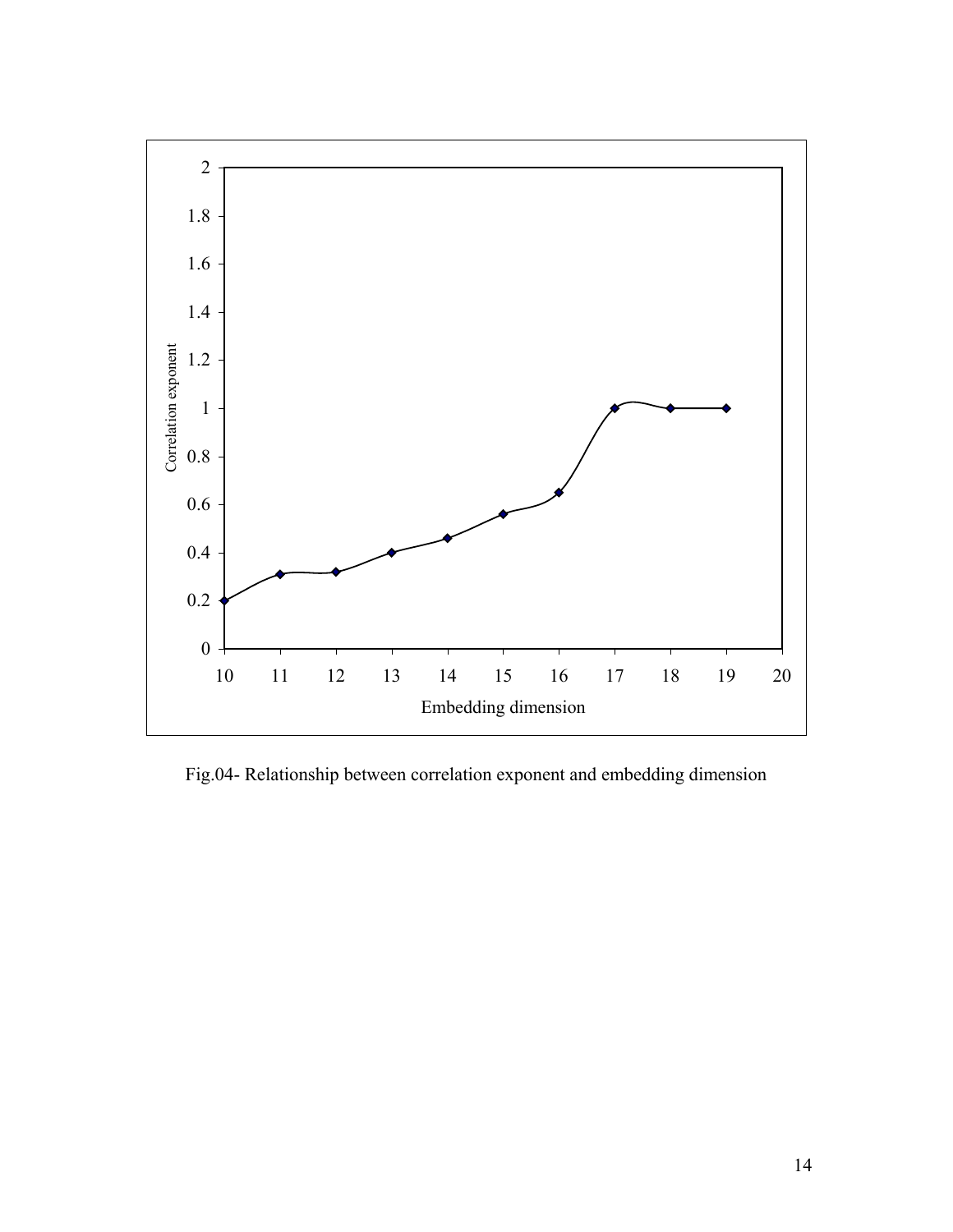2

1.8

1.6

1.4

1.2

1

0.8

0.6

0.4

0.2

0

10 11 12 13 14 15 16 17 18 19 20

Correlation exponent

Embedding dimension

Fig.04- Relationship between correlation exponent and embedding dimension